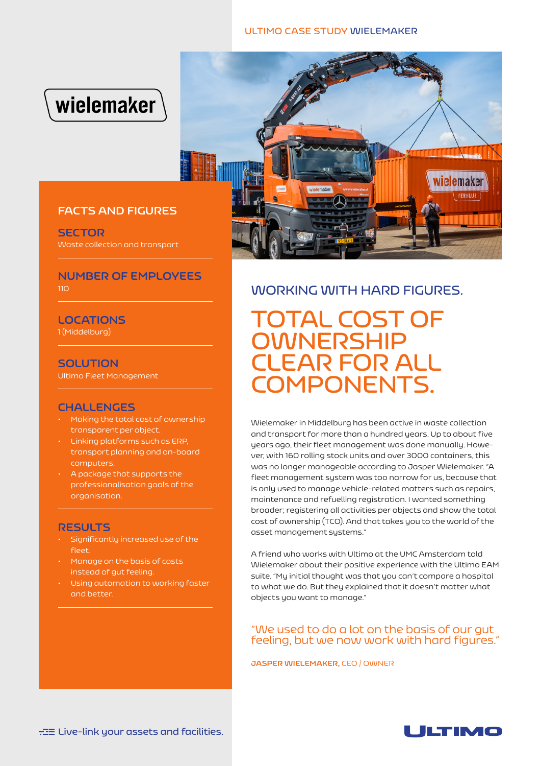# WORKING WITH HARD FIGURES.

# TOTAL COST OF OWNERSHIP CLEAR FOR ALL COMPONENTS.

## FACTS AND FIGURES

### SECTOR
Waste collection and transport

### NUMBER OF EMPLOYEES
110

### LOCATIONS
1 (Middelburg)

### SOLUTION
Ultimo Fleet Management

### CHALLENGES
- Making the total cost of ownership transparent per object.
- Linking platforms such as ERP, transport planning and on-board computers.
- A package that supports the professionalisation goals of the organisation.

### RESULTS
- Significantly increased use of the fleet.
- Manage on the basis of costs instead of gut feeling.
- Using automation to working faster and better.

Wielemaker in Middelburg has been active in waste collection and transport for more than a hundred years. Up to about five years ago, their fleet management was done manually. However, with 160 rolling stock units and over 3000 containers, this was no longer manageable according to Jasper Wielemaker. "A fleet management system was too narrow for us, because that is only used to manage vehicle-related matters such as repairs, maintenance and refuelling registration. I wanted something broader; registering all activities per objects and show the total cost of ownership (TCO). And that takes you to the world of the asset management systems."

A friend who works with Ultimo at the UMC Amsterdam told Wielemaker about their positive experience with the Ultimo EAM suite. "My initial thought was that you can't compare a hospital to what we do. But they explained that it doesn't matter what objects you want to manage."

"We used to do a lot on the basis of our gut feeling, but we now work with hard figures."

**JASPER WIELEMAKER,** CEO / OWNER

Live-link your assets and facilities.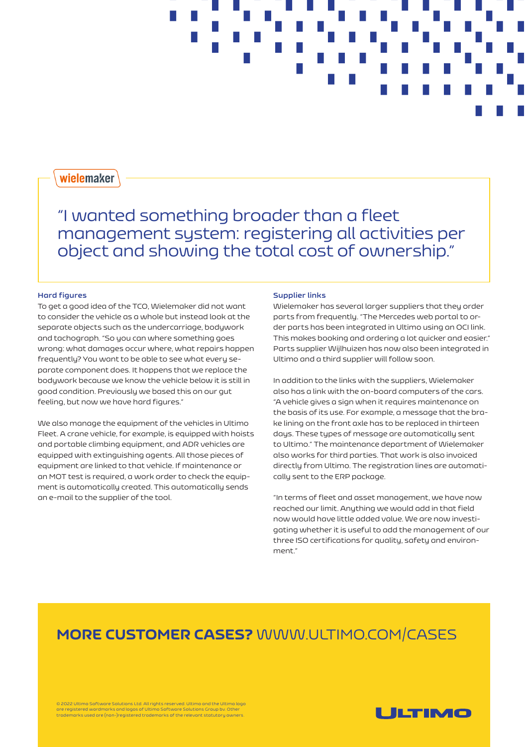wielemaker

> "I wanted something broader than a fleet management system: registering all activities per object and showing the total cost of ownership."

### Hard figures

To get a good idea of the TCO, Wielemaker did not want to consider the vehicle as a whole but instead look at the separate objects such as the undercarriage, bodywork and tachograph. "So you can where something goes wrong: what damages occur where, what repairs happen frequently? You want to be able to see what every separate component does. It happens that we replace the bodywork because we know the vehicle below it is still in good condition. Previously we based this on our gut feeling, but now we have hard figures."

We also manage the equipment of the vehicles in Ultimo Fleet. A crane vehicle, for example, is equipped with hoists and portable climbing equipment, and ADR vehicles are equipped with extinguishing agents. All those pieces of equipment are linked to that vehicle. If maintenance or an MOT test is required, a work order to check the equipment is automatically created. This automatically sends an e-mail to the supplier of the tool.

### Supplier links

Wielemaker has several larger suppliers that they order parts from frequently. "The Mercedes web portal to order parts has been integrated in Ultimo using an OCI link. This makes booking and ordering a lot quicker and easier." Parts supplier Wijlhuizen has now also been integrated in Ultimo and a third supplier will follow soon.

In addition to the links with the suppliers, Wielemaker also has a link with the on-board computers of the cars. "A vehicle gives a sign when it requires maintenance on the basis of its use. For example, a message that the brake lining on the front axle has to be replaced in thirteen days. These types of message are automatically sent to Ultimo." The maintenance department of Wielemaker also works for third parties. That work is also invoiced directly from Ultimo. The registration lines are automatically sent to the ERP package.

"In terms of fleet and asset management, we have now reached our limit. Anything we would add in that field now would have little added value. We are now investigating whether it is useful to add the management of our three ISO certifications for quality, safety and environment."

## MORE CUSTOMER CASES? WWW.ULTIMO.COM/CASES

© 2022 Ultimo Software Solutions Ltd. All rights reserved. Ultimo and the Ultimo logo are registered wordmarks and logos of Ultimo Software Solutions Group bv. Other trademarks used are (non-)registered trademarks of the relevant statutory owners.

ULTIMO